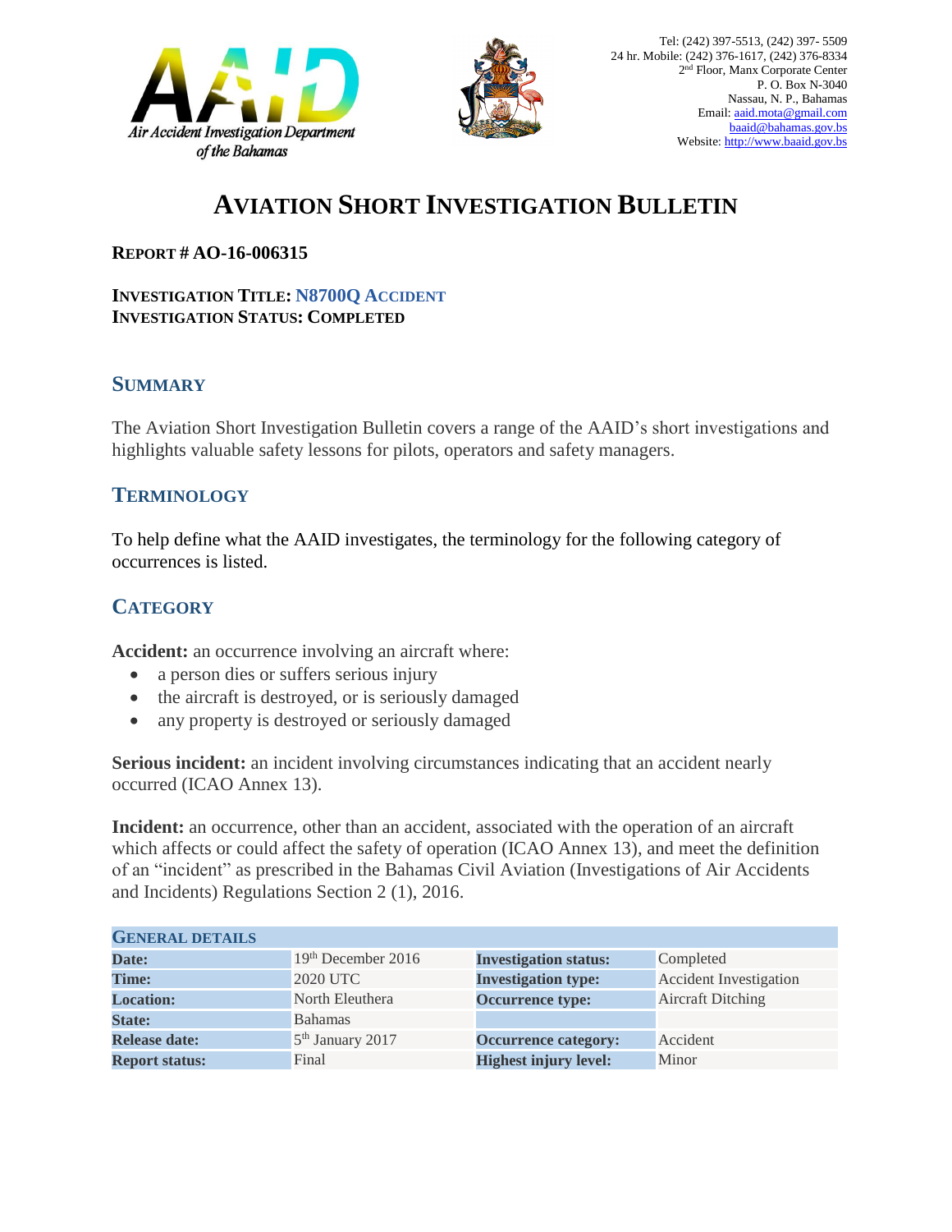Air Accident Investigation Department of the Bahamas

Tel: (242) 397-5513, (242) 397- 5509
24 hr. Mobile: (242) 376-1617, (242) 376-8334
2nd Floor, Manx Corporate Center
P. O. Box N-3040
Nassau, N. P., Bahamas
Email: aaid.mota@gmail.com
baaid@bahamas.gov.bs
Website: http://www.baaid.gov.bs

# AVIATION SHORT INVESTIGATION BULLETIN

**REPORT # AO-16-006315**

**INVESTIGATION TITLE: N8700Q ACCIDENT**
**INVESTIGATION STATUS: COMPLETED**

## SUMMARY

The Aviation Short Investigation Bulletin covers a range of the AAID's short investigations and highlights valuable safety lessons for pilots, operators and safety managers.

## TERMINOLOGY

To help define what the AAID investigates, the terminology for the following category of occurrences is listed.

## CATEGORY

**Accident:** an occurrence involving an aircraft where:

- a person dies or suffers serious injury
- the aircraft is destroyed, or is seriously damaged
- any property is destroyed or seriously damaged

**Serious incident:** an incident involving circumstances indicating that an accident nearly occurred (ICAO Annex 13).

**Incident:** an occurrence, other than an accident, associated with the operation of an aircraft which affects or could affect the safety of operation (ICAO Annex 13), and meet the definition of an "incident" as prescribed in the Bahamas Civil Aviation (Investigations of Air Accidents and Incidents) Regulations Section 2 (1), 2016.

| GENERAL DETAILS | | | |
|---|---|---|---|
| **Date:** | 19th December 2016 | **Investigation status:** | Completed |
| **Time:** | 2020 UTC | **Investigation type:** | Accident Investigation |
| **Location:** | North Eleuthera | **Occurrence type:** | Aircraft Ditching |
| **State:** | Bahamas | | |
| **Release date:** | 5th January 2017 | **Occurrence category:** | Accident |
| **Report status:** | Final | **Highest injury level:** | Minor |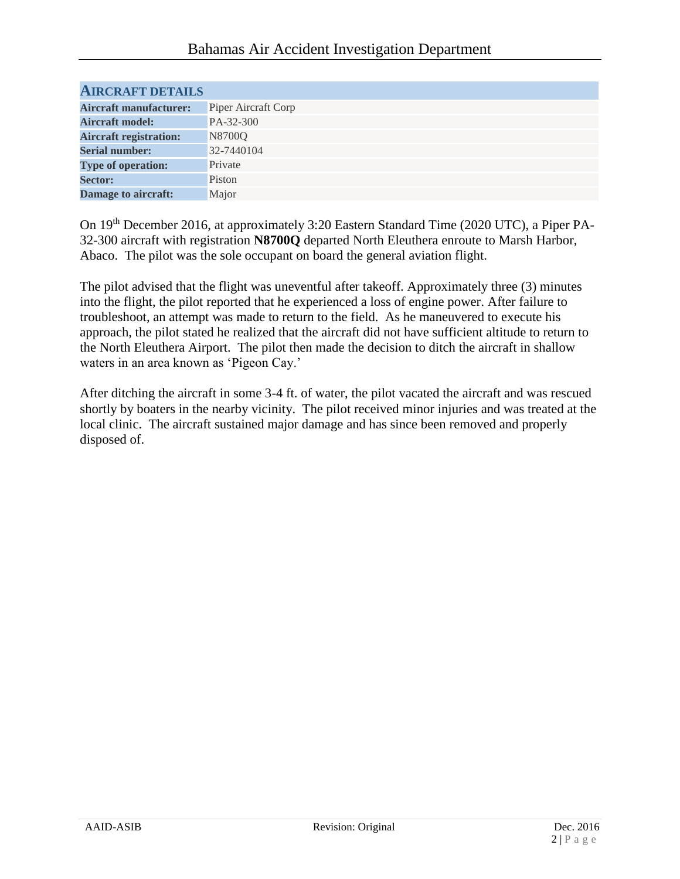## AIRCRAFT DETAILS

| | |
|---|---|
| **Aircraft manufacturer:** | Piper Aircraft Corp |
| **Aircraft model:** | PA-32-300 |
| **Aircraft registration:** | N8700Q |
| **Serial number:** | 32-7440104 |
| **Type of operation:** | Private |
| **Sector:** | Piston |
| **Damage to aircraft:** | Major |

On 19th December 2016, at approximately 3:20 Eastern Standard Time (2020 UTC), a Piper PA-32-300 aircraft with registration **N8700Q** departed North Eleuthera enroute to Marsh Harbor, Abaco. The pilot was the sole occupant on board the general aviation flight.

The pilot advised that the flight was uneventful after takeoff. Approximately three (3) minutes into the flight, the pilot reported that he experienced a loss of engine power. After failure to troubleshoot, an attempt was made to return to the field. As he maneuvered to execute his approach, the pilot stated he realized that the aircraft did not have sufficient altitude to return to the North Eleuthera Airport. The pilot then made the decision to ditch the aircraft in shallow waters in an area known as 'Pigeon Cay.'

After ditching the aircraft in some 3-4 ft. of water, the pilot vacated the aircraft and was rescued shortly by boaters in the nearby vicinity. The pilot received minor injuries and was treated at the local clinic. The aircraft sustained major damage and has since been removed and properly disposed of.